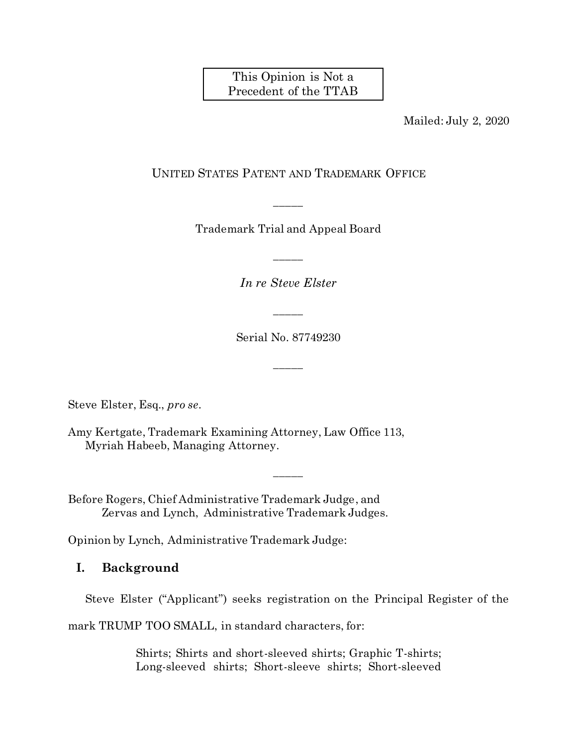This Opinion is Not a Precedent of the TTAB

Mailed: July 2, 2020

UNITED STATES PATENT AND TRADEMARK OFFICE

_____

Trademark Trial and Appeal Board

_____

*In re Steve Elster*

_____

Serial No. 87749230

_____

Steve Elster, Esq., *pro se*.

Amy Kertgate, Trademark Examining Attorney, Law Office 113,
Myriah Habeeb, Managing Attorney.

_____

Before Rogers, Chief Administrative Trademark Judge, and
Zervas and Lynch, Administrative Trademark Judges.

Opinion by Lynch, Administrative Trademark Judge:

## I. Background

Steve Elster ("Applicant") seeks registration on the Principal Register of the mark TRUMP TOO SMALL, in standard characters, for:

> Shirts; Shirts and short-sleeved shirts; Graphic T-shirts; Long-sleeved shirts; Short-sleeve shirts; Short-sleeved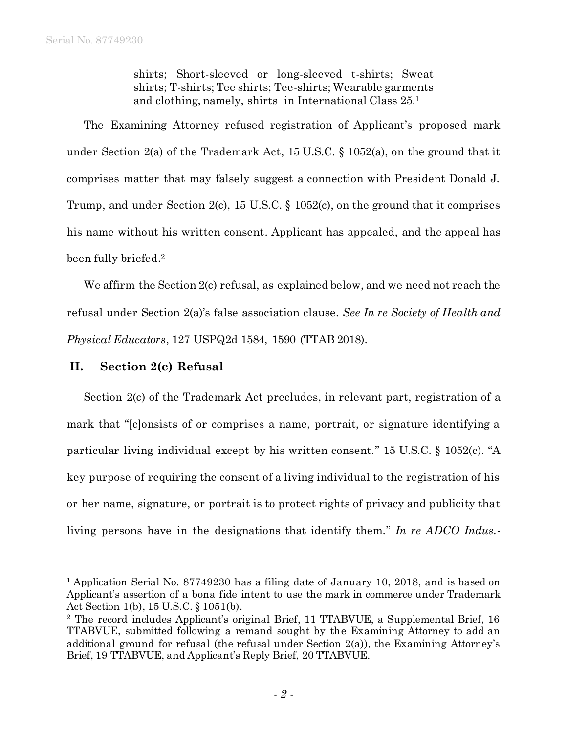> shirts; Short-sleeved or long-sleeved t-shirts; Sweat shirts; T-shirts; Tee shirts; Tee-shirts; Wearable garments and clothing, namely, shirts in International Class 25.[1]

The Examining Attorney refused registration of Applicant's proposed mark under Section 2(a) of the Trademark Act, 15 U.S.C. § 1052(a), on the ground that it comprises matter that may falsely suggest a connection with President Donald J. Trump, and under Section 2(c), 15 U.S.C. § 1052(c), on the ground that it comprises his name without his written consent. Applicant has appealed, and the appeal has been fully briefed.[2]

We affirm the Section 2(c) refusal, as explained below, and we need not reach the refusal under Section 2(a)'s false association clause. *See In re Society of Health and Physical Educators*, 127 USPQ2d 1584, 1590 (TTAB 2018).

## II. Section 2(c) Refusal

Section 2(c) of the Trademark Act precludes, in relevant part, registration of a mark that "[c]onsists of or comprises a name, portrait, or signature identifying a particular living individual except by his written consent." 15 U.S.C. § 1052(c). "A key purpose of requiring the consent of a living individual to the registration of his or her name, signature, or portrait is to protect rights of privacy and publicity that living persons have in the designations that identify them." *In re ADCO Indus.-*

---

[1] Application Serial No. 87749230 has a filing date of January 10, 2018, and is based on Applicant's assertion of a bona fide intent to use the mark in commerce under Trademark Act Section 1(b), 15 U.S.C. § 1051(b).

[2] The record includes Applicant's original Brief, 11 TTABVUE, a Supplemental Brief, 16 TTABVUE, submitted following a remand sought by the Examining Attorney to add an additional ground for refusal (the refusal under Section 2(a)), the Examining Attorney's Brief, 19 TTABVUE, and Applicant's Reply Brief, 20 TTABVUE.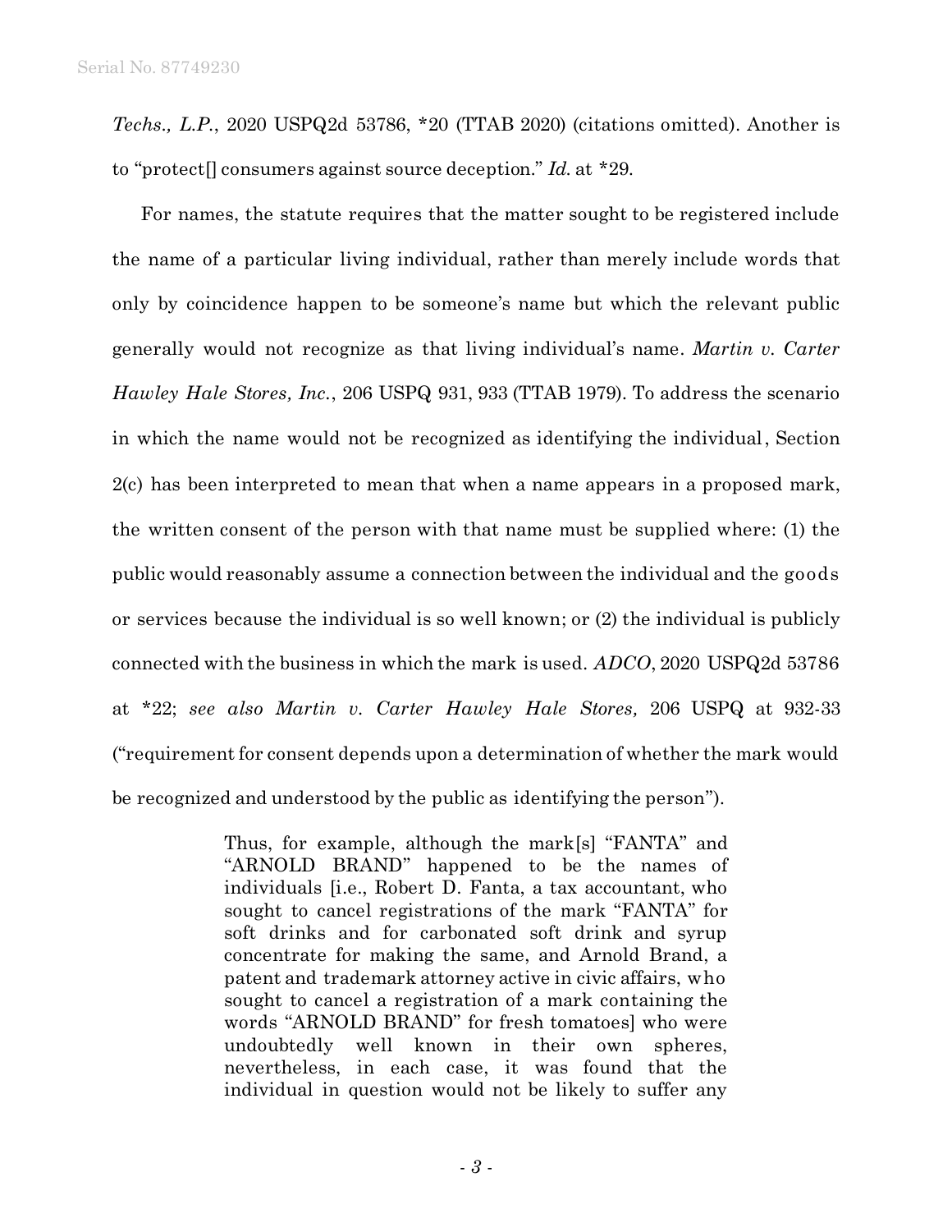*Techs., L.P.*, 2020 USPQ2d 53786, *20 (TTAB 2020) (citations omitted). Another is to "protect[] consumers against source deception." *Id.* at *29.

For names, the statute requires that the matter sought to be registered include the name of a particular living individual, rather than merely include words that only by coincidence happen to be someone's name but which the relevant public generally would not recognize as that living individual's name. *Martin v. Carter Hawley Hale Stores, Inc.*, 206 USPQ 931, 933 (TTAB 1979). To address the scenario in which the name would not be recognized as identifying the individual, Section 2(c) has been interpreted to mean that when a name appears in a proposed mark, the written consent of the person with that name must be supplied where: (1) the public would reasonably assume a connection between the individual and the goods or services because the individual is so well known; or (2) the individual is publicly connected with the business in which the mark is used. *ADCO*, 2020 USPQ2d 53786 at *22; *see also Martin v. Carter Hawley Hale Stores,* 206 USPQ at 932-33 ("requirement for consent depends upon a determination of whether the mark would be recognized and understood by the public as identifying the person").

> Thus, for example, although the mark[s] "FANTA" and "ARNOLD BRAND" happened to be the names of individuals [i.e., Robert D. Fanta, a tax accountant, who sought to cancel registrations of the mark "FANTA" for soft drinks and for carbonated soft drink and syrup concentrate for making the same, and Arnold Brand, a patent and trademark attorney active in civic affairs, who sought to cancel a registration of a mark containing the words "ARNOLD BRAND" for fresh tomatoes] who were undoubtedly well known in their own spheres, nevertheless, in each case, it was found that the individual in question would not be likely to suffer any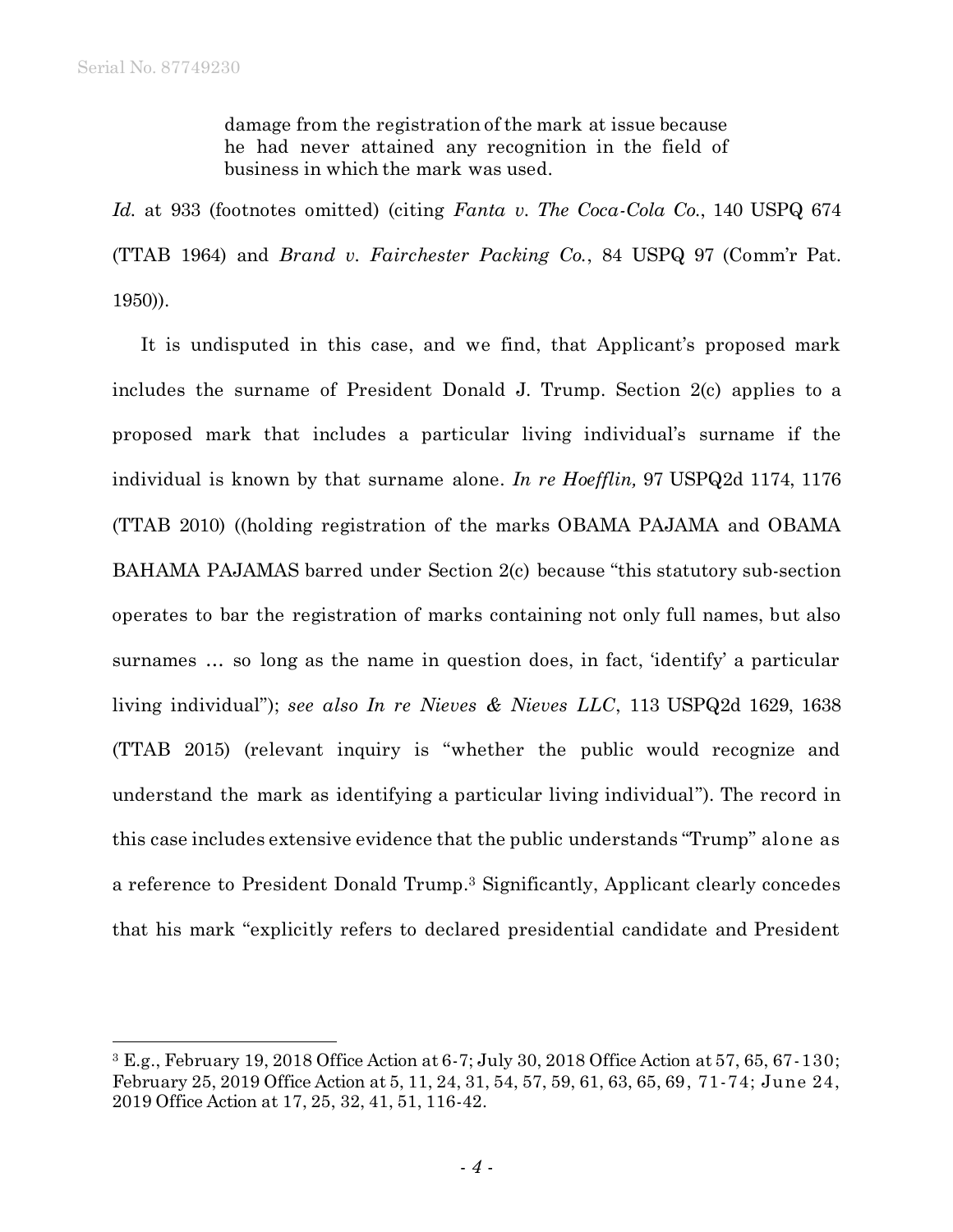> damage from the registration of the mark at issue because he had never attained any recognition in the field of business in which the mark was used.

*Id.* at 933 (footnotes omitted) (citing *Fanta v. The Coca-Cola Co.*, 140 USPQ 674 (TTAB 1964) and *Brand v. Fairchester Packing Co.*, 84 USPQ 97 (Comm'r Pat. 1950)).

It is undisputed in this case, and we find, that Applicant's proposed mark includes the surname of President Donald J. Trump. Section 2(c) applies to a proposed mark that includes a particular living individual's surname if the individual is known by that surname alone. *In re Hoefflin,* 97 USPQ2d 1174, 1176 (TTAB 2010) ((holding registration of the marks OBAMA PAJAMA and OBAMA BAHAMA PAJAMAS barred under Section 2(c) because "this statutory sub-section operates to bar the registration of marks containing not only full names, but also surnames … so long as the name in question does, in fact, 'identify' a particular living individual"); *see also In re Nieves & Nieves LLC*, 113 USPQ2d 1629, 1638 (TTAB 2015) (relevant inquiry is "whether the public would recognize and understand the mark as identifying a particular living individual"). The record in this case includes extensive evidence that the public understands "Trump" alone as a reference to President Donald Trump.[3] Significantly, Applicant clearly concedes that his mark "explicitly refers to declared presidential candidate and President

---

[3] E.g., February 19, 2018 Office Action at 6-7; July 30, 2018 Office Action at 57, 65, 67-130; February 25, 2019 Office Action at 5, 11, 24, 31, 54, 57, 59, 61, 63, 65, 69, 71-74; June 24, 2019 Office Action at 17, 25, 32, 41, 51, 116-42.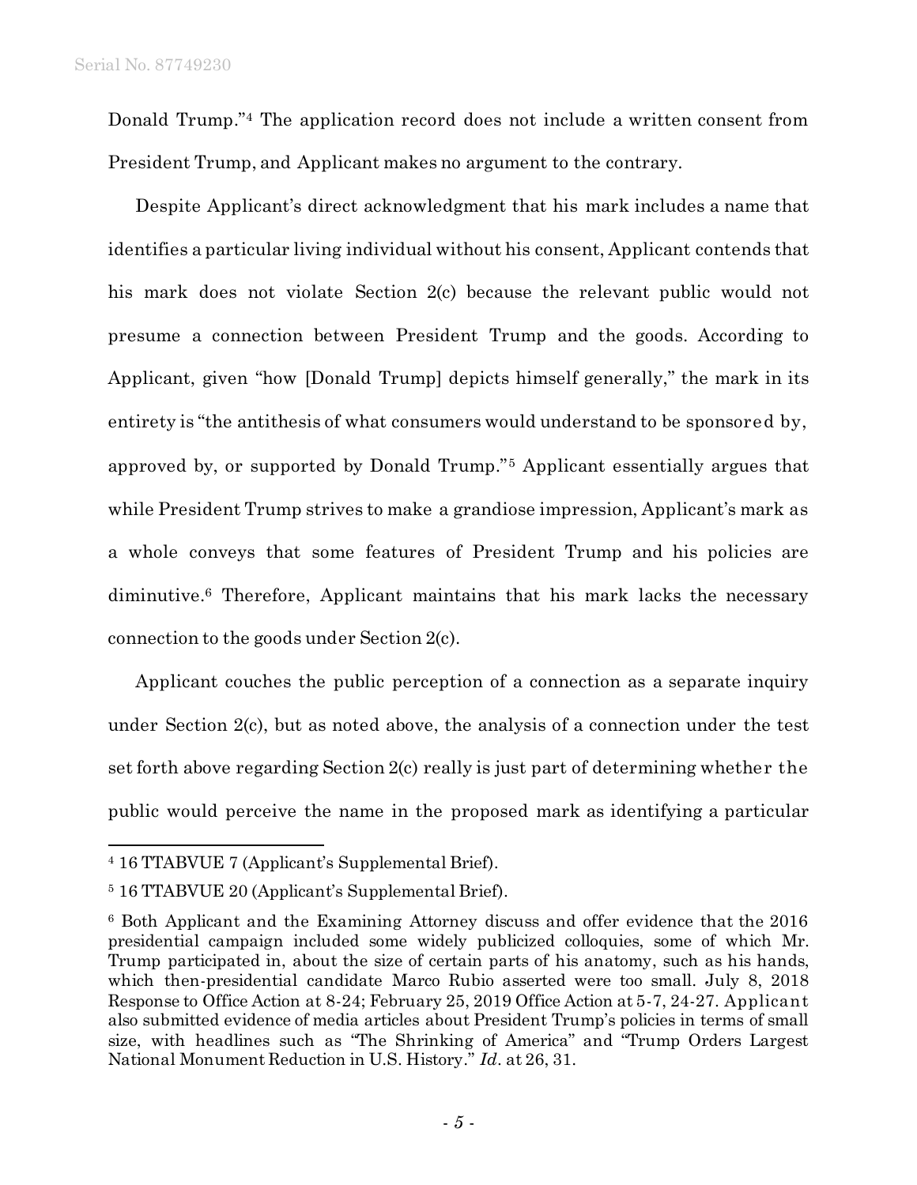Donald Trump."[4] The application record does not include a written consent from President Trump, and Applicant makes no argument to the contrary.

Despite Applicant's direct acknowledgment that his mark includes a name that identifies a particular living individual without his consent, Applicant contends that his mark does not violate Section 2(c) because the relevant public would not presume a connection between President Trump and the goods. According to Applicant, given "how [Donald Trump] depicts himself generally," the mark in its entirety is "the antithesis of what consumers would understand to be sponsored by, approved by, or supported by Donald Trump."[5] Applicant essentially argues that while President Trump strives to make a grandiose impression, Applicant's mark as a whole conveys that some features of President Trump and his policies are diminutive.[6] Therefore, Applicant maintains that his mark lacks the necessary connection to the goods under Section 2(c).

Applicant couches the public perception of a connection as a separate inquiry under Section 2(c), but as noted above, the analysis of a connection under the test set forth above regarding Section 2(c) really is just part of determining whether the public would perceive the name in the proposed mark as identifying a particular

---

[4] 16 TTABVUE 7 (Applicant's Supplemental Brief).

[5] 16 TTABVUE 20 (Applicant's Supplemental Brief).

[6] Both Applicant and the Examining Attorney discuss and offer evidence that the 2016 presidential campaign included some widely publicized colloquies, some of which Mr. Trump participated in, about the size of certain parts of his anatomy, such as his hands, which then-presidential candidate Marco Rubio asserted were too small. July 8, 2018 Response to Office Action at 8-24; February 25, 2019 Office Action at 5-7, 24-27. Applicant also submitted evidence of media articles about President Trump's policies in terms of small size, with headlines such as "The Shrinking of America" and "Trump Orders Largest National Monument Reduction in U.S. History." *Id.* at 26, 31.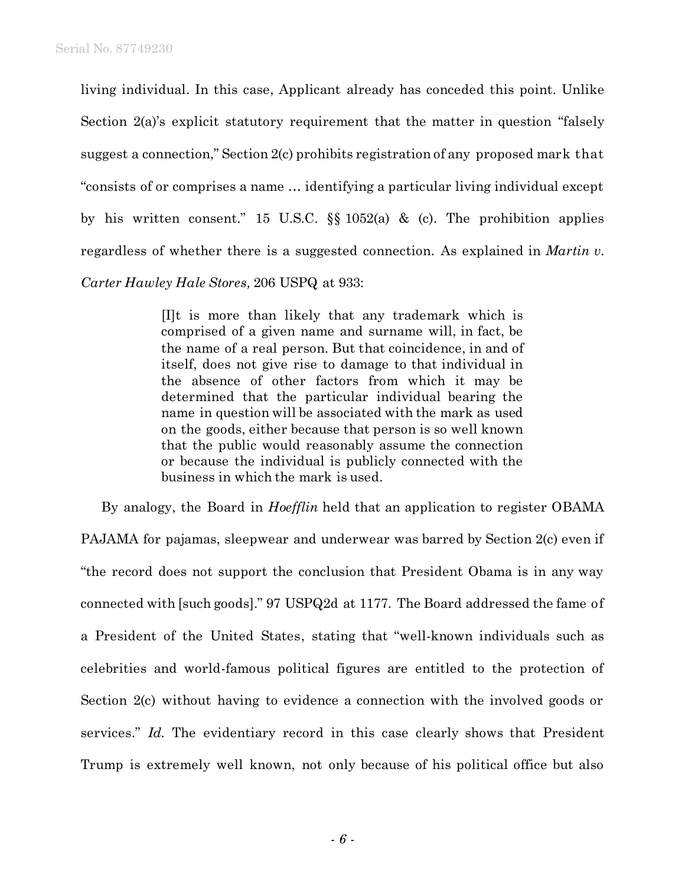living individual. In this case, Applicant already has conceded this point. Unlike Section 2(a)'s explicit statutory requirement that the matter in question "falsely suggest a connection," Section 2(c) prohibits registration of any proposed mark that "consists of or comprises a name … identifying a particular living individual except by his written consent." 15 U.S.C. §§ 1052(a) & (c). The prohibition applies regardless of whether there is a suggested connection. As explained in *Martin v. Carter Hawley Hale Stores,* 206 USPQ at 933:

> [I]t is more than likely that any trademark which is comprised of a given name and surname will, in fact, be the name of a real person. But that coincidence, in and of itself, does not give rise to damage to that individual in the absence of other factors from which it may be determined that the particular individual bearing the name in question will be associated with the mark as used on the goods, either because that person is so well known that the public would reasonably assume the connection or because the individual is publicly connected with the business in which the mark is used.

By analogy, the Board in *Hoefflin* held that an application to register OBAMA PAJAMA for pajamas, sleepwear and underwear was barred by Section 2(c) even if "the record does not support the conclusion that President Obama is in any way connected with [such goods]." 97 USPQ2d at 1177. The Board addressed the fame of a President of the United States, stating that "well-known individuals such as celebrities and world-famous political figures are entitled to the protection of Section 2(c) without having to evidence a connection with the involved goods or services." *Id.* The evidentiary record in this case clearly shows that President Trump is extremely well known, not only because of his political office but also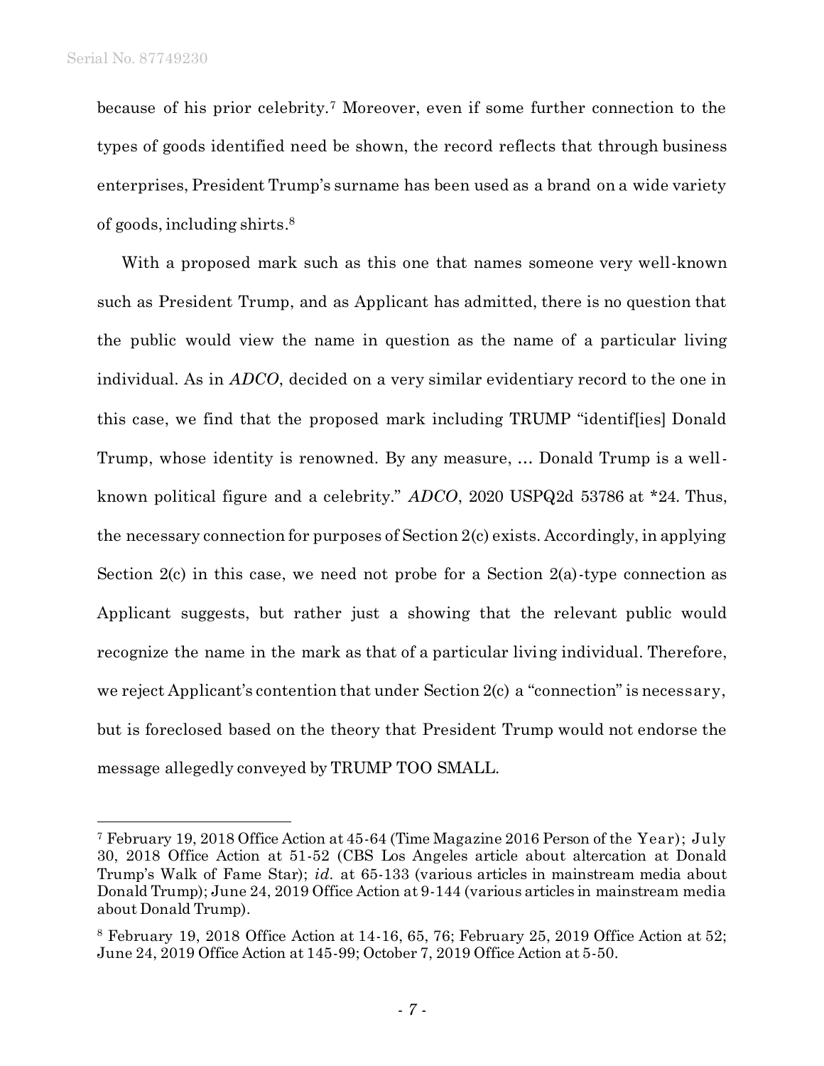because of his prior celebrity.[7] Moreover, even if some further connection to the types of goods identified need be shown, the record reflects that through business enterprises, President Trump's surname has been used as a brand on a wide variety of goods, including shirts.[8]

With a proposed mark such as this one that names someone very well-known such as President Trump, and as Applicant has admitted, there is no question that the public would view the name in question as the name of a particular living individual. As in *ADCO*, decided on a very similar evidentiary record to the one in this case, we find that the proposed mark including TRUMP "identif[ies] Donald Trump, whose identity is renowned. By any measure, … Donald Trump is a well-known political figure and a celebrity." *ADCO*, 2020 USPQ2d 53786 at *24. Thus, the necessary connection for purposes of Section 2(c) exists. Accordingly, in applying Section 2(c) in this case, we need not probe for a Section 2(a)-type connection as Applicant suggests, but rather just a showing that the relevant public would recognize the name in the mark as that of a particular living individual. Therefore, we reject Applicant's contention that under Section 2(c) a "connection" is necessary, but is foreclosed based on the theory that President Trump would not endorse the message allegedly conveyed by TRUMP TOO SMALL.

---

[7] February 19, 2018 Office Action at 45-64 (Time Magazine 2016 Person of the Year); July 30, 2018 Office Action at 51-52 (CBS Los Angeles article about altercation at Donald Trump's Walk of Fame Star); *id.* at 65-133 (various articles in mainstream media about Donald Trump); June 24, 2019 Office Action at 9-144 (various articles in mainstream media about Donald Trump).

[8] February 19, 2018 Office Action at 14-16, 65, 76; February 25, 2019 Office Action at 52; June 24, 2019 Office Action at 145-99; October 7, 2019 Office Action at 5-50.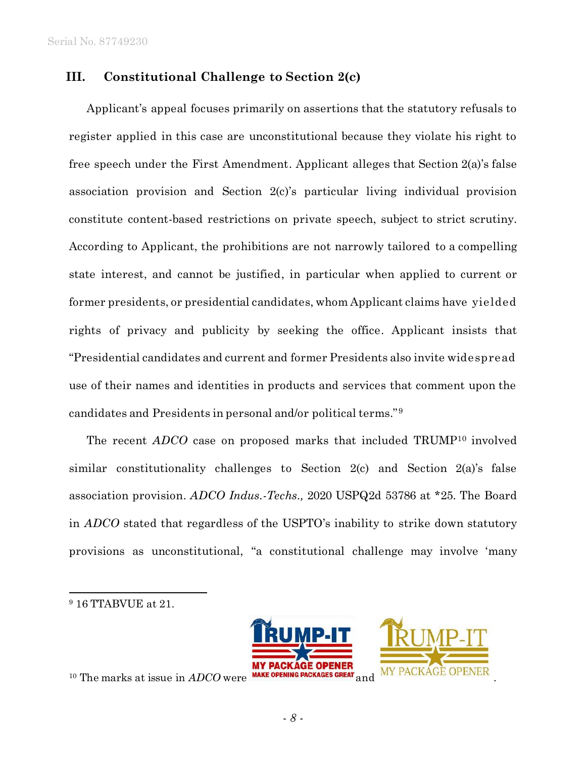## III. Constitutional Challenge to Section 2(c)

Applicant's appeal focuses primarily on assertions that the statutory refusals to register applied in this case are unconstitutional because they violate his right to free speech under the First Amendment. Applicant alleges that Section 2(a)'s false association provision and Section 2(c)'s particular living individual provision constitute content-based restrictions on private speech, subject to strict scrutiny. According to Applicant, the prohibitions are not narrowly tailored to a compelling state interest, and cannot be justified, in particular when applied to current or former presidents, or presidential candidates, whom Applicant claims have yielded rights of privacy and publicity by seeking the office. Applicant insists that "Presidential candidates and current and former Presidents also invite widespread use of their names and identities in products and services that comment upon the candidates and Presidents in personal and/or political terms."[9]

The recent *ADCO* case on proposed marks that included TRUMP[10] involved similar constitutionality challenges to Section 2(c) and Section 2(a)'s false association provision. *ADCO Indus.-Techs.,* 2020 USPQ2d 53786 at *25. The Board in *ADCO* stated that regardless of the USPTO's inability to strike down statutory provisions as unconstitutional, "a constitutional challenge may involve 'many

---

[9] 16 TTABVUE at 21.

[10] The marks at issue in *ADCO* were TRUMP-IT MY PACKAGE OPENER MAKE OPENING PACKAGES GREAT and TRUMP-IT MY PACKAGE OPENER.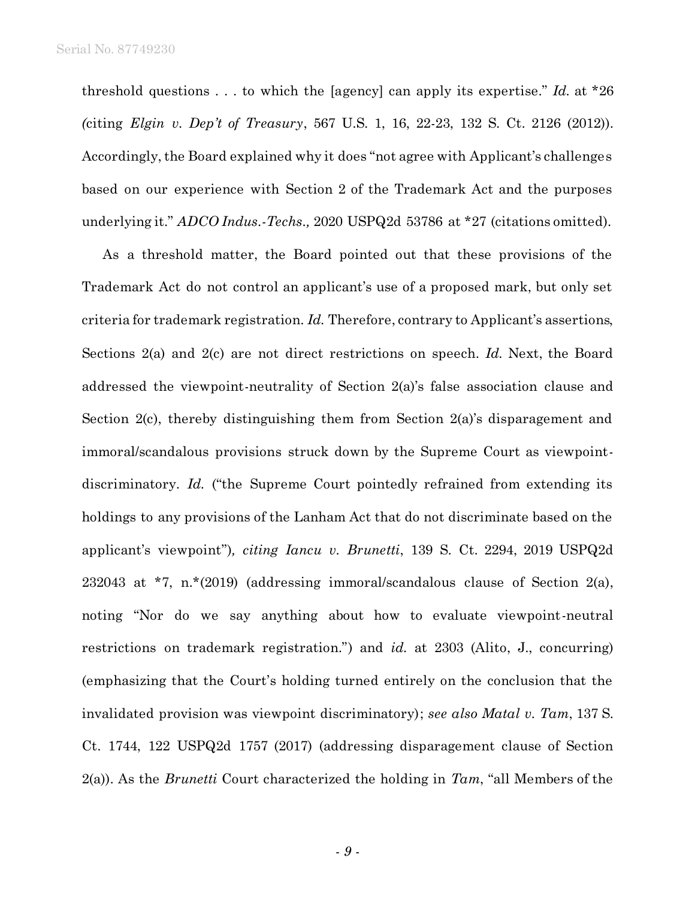threshold questions . . . to which the [agency] can apply its expertise." *Id.* at *26 (citing *Elgin v. Dep't of Treasury*, 567 U.S. 1, 16, 22-23, 132 S. Ct. 2126 (2012)). Accordingly, the Board explained why it does "not agree with Applicant's challenges based on our experience with Section 2 of the Trademark Act and the purposes underlying it." *ADCO Indus.-Techs.,* 2020 USPQ2d 53786 at *27 (citations omitted).

As a threshold matter, the Board pointed out that these provisions of the Trademark Act do not control an applicant's use of a proposed mark, but only set criteria for trademark registration. *Id.* Therefore, contrary to Applicant's assertions, Sections 2(a) and 2(c) are not direct restrictions on speech. *Id.* Next, the Board addressed the viewpoint-neutrality of Section 2(a)'s false association clause and Section 2(c), thereby distinguishing them from Section 2(a)'s disparagement and immoral/scandalous provisions struck down by the Supreme Court as viewpoint-discriminatory. *Id.* ("the Supreme Court pointedly refrained from extending its holdings to any provisions of the Lanham Act that do not discriminate based on the applicant's viewpoint"), *citing Iancu v. Brunetti*, 139 S. Ct. 2294, 2019 USPQ2d 232043 at *7, n.*(2019) (addressing immoral/scandalous clause of Section 2(a), noting "Nor do we say anything about how to evaluate viewpoint-neutral restrictions on trademark registration.") and *id.* at 2303 (Alito, J., concurring) (emphasizing that the Court's holding turned entirely on the conclusion that the invalidated provision was viewpoint discriminatory); *see also Matal v. Tam*, 137 S. Ct. 1744, 122 USPQ2d 1757 (2017) (addressing disparagement clause of Section 2(a)). As the *Brunetti* Court characterized the holding in *Tam*, "all Members of the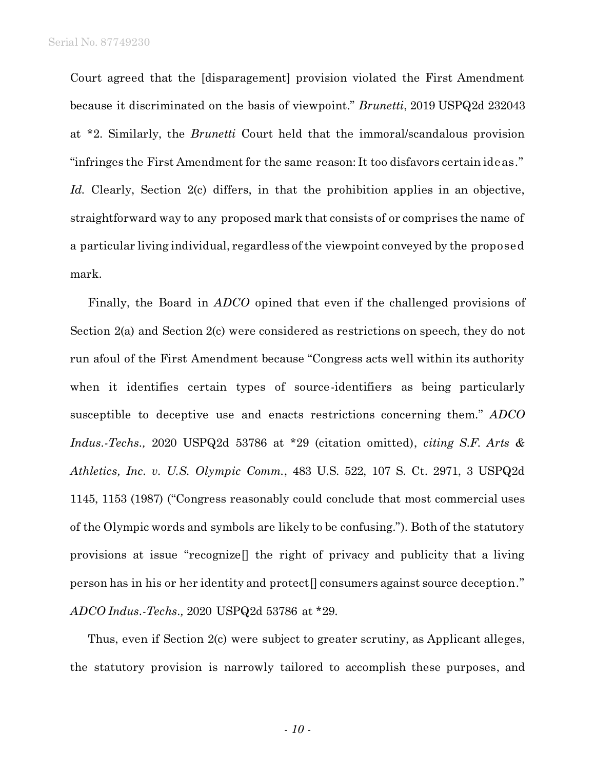Court agreed that the [disparagement] provision violated the First Amendment because it discriminated on the basis of viewpoint." *Brunetti*, 2019 USPQ2d 232043 at *2. Similarly, the *Brunetti* Court held that the immoral/scandalous provision "infringes the First Amendment for the same reason: It too disfavors certain ideas." *Id.* Clearly, Section 2(c) differs, in that the prohibition applies in an objective, straightforward way to any proposed mark that consists of or comprises the name of a particular living individual, regardless of the viewpoint conveyed by the proposed mark.

Finally, the Board in *ADCO* opined that even if the challenged provisions of Section 2(a) and Section 2(c) were considered as restrictions on speech, they do not run afoul of the First Amendment because "Congress acts well within its authority when it identifies certain types of source-identifiers as being particularly susceptible to deceptive use and enacts restrictions concerning them." *ADCO Indus.-Techs.,* 2020 USPQ2d 53786 at *29 (citation omitted), *citing S.F. Arts & Athletics, Inc. v. U.S. Olympic Comm.*, 483 U.S. 522, 107 S. Ct. 2971, 3 USPQ2d 1145, 1153 (1987) ("Congress reasonably could conclude that most commercial uses of the Olympic words and symbols are likely to be confusing."). Both of the statutory provisions at issue "recognize[] the right of privacy and publicity that a living person has in his or her identity and protect[] consumers against source deception." *ADCO Indus.-Techs.,* 2020 USPQ2d 53786 at *29.

Thus, even if Section 2(c) were subject to greater scrutiny, as Applicant alleges, the statutory provision is narrowly tailored to accomplish these purposes, and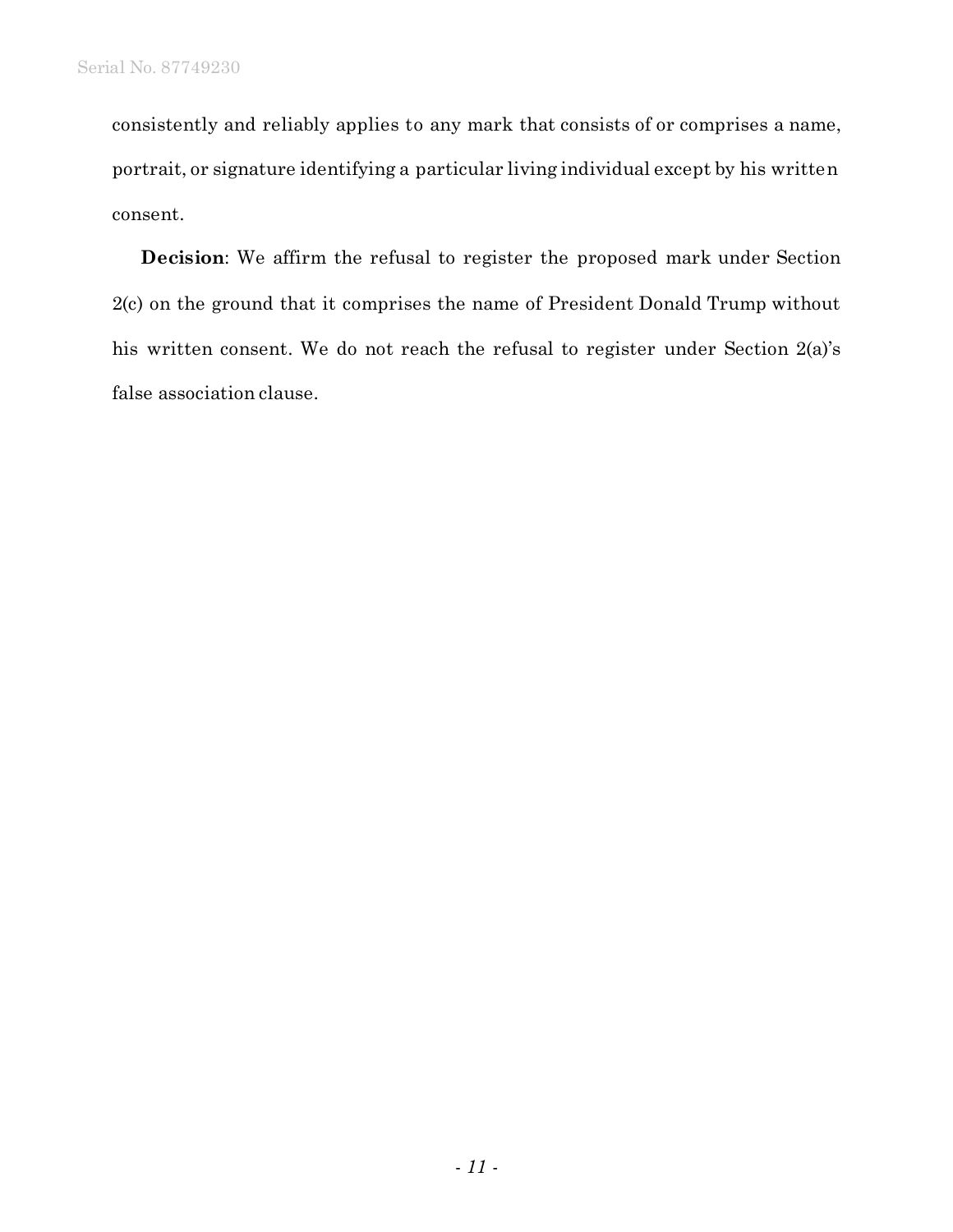consistently and reliably applies to any mark that consists of or comprises a name, portrait, or signature identifying a particular living individual except by his written consent.

**Decision**: We affirm the refusal to register the proposed mark under Section 2(c) on the ground that it comprises the name of President Donald Trump without his written consent. We do not reach the refusal to register under Section 2(a)'s false association clause.